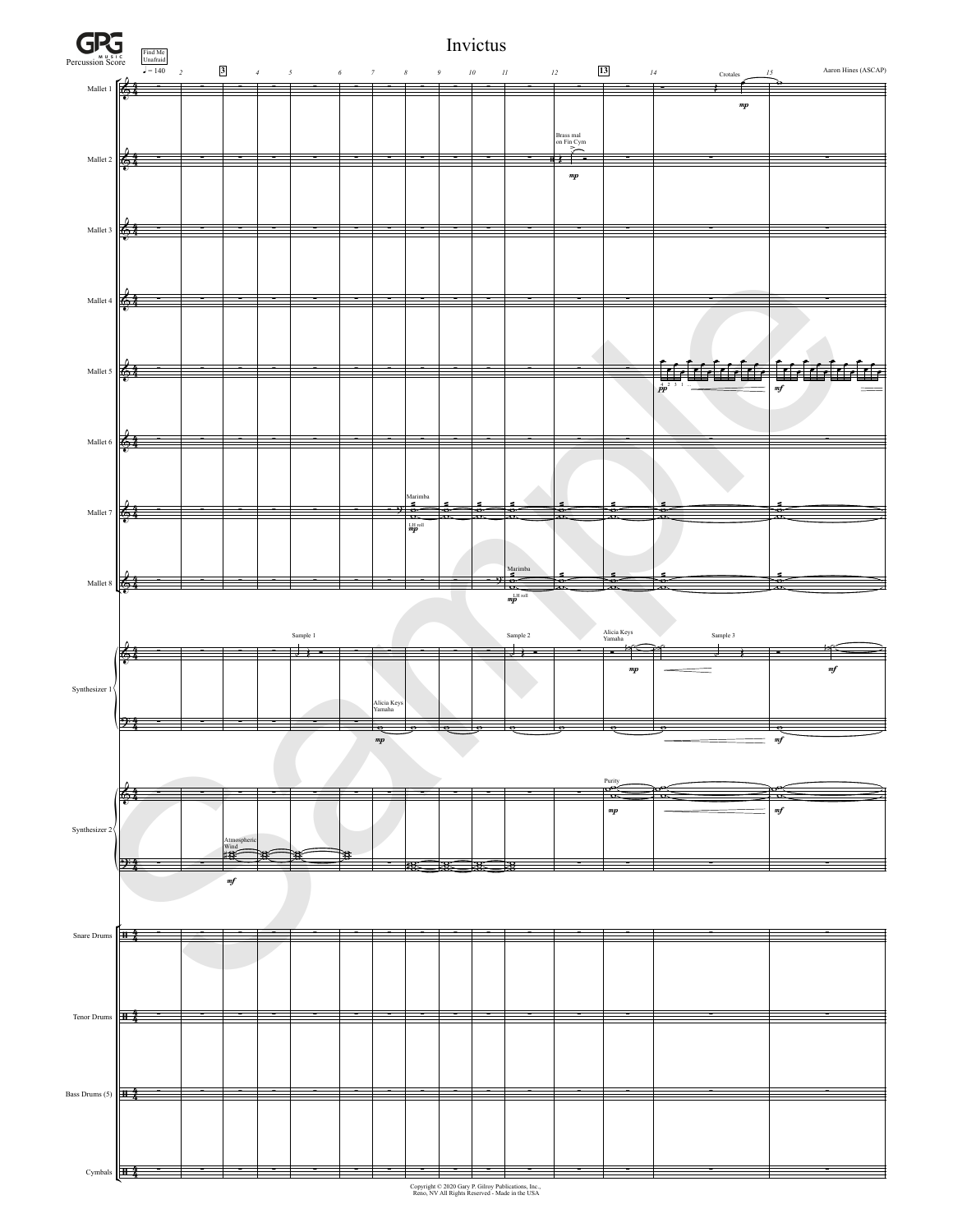# Invictus

Percussion Score

Aaron Hines (ASCAP)

Find Me Unafraid

♩ = 140

Copyright © 2020 Gary P. Gilroy Publications, Inc., Reno, NV All Rights Reserved - Made in the USA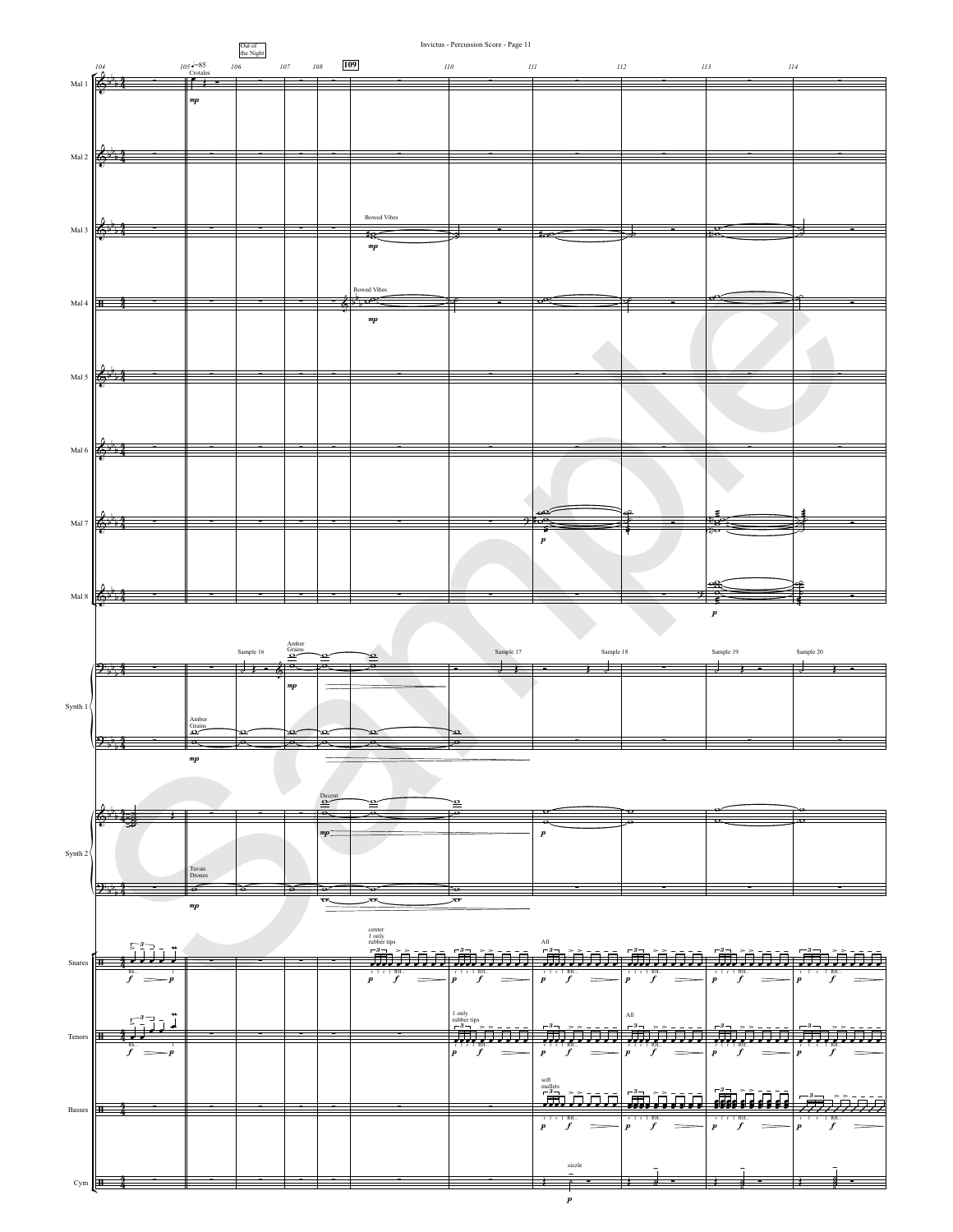Invictus - Percussion Score - Page 11

Out of the Night

104 | 105 ♩=85 | 106 | 107 | 108 | **109** | 110 | 111 | 112 | 113 | 114

Mal 1 — Crotales, *mp*

Mal 2

Mal 3 — Bowed Vibes, *mp*

Mal 4 — Bowed Vibes, *mp*

Mal 5

Mal 6

Mal 7 — *p*

Mal 8 — *p*

Synth 1 — Amber Grains, *mp*; Sample 16; Amber Grains, *mp*; Sample 17; Sample 18; Sample 19; Sample 20

Synth 2 — Tuvan Drones, *mp*; Decent, *mp*; *p*

Snares — RL... *f* *p*; center 1 only rubber tips, *p* *f*; All, r l r l RH... *p* *f*

Tenors — RL... *f* *p*; 1 only rubber tips, *p* *f*; All, *p* *f*

Basses — soft mallets, r l r l RH... *p* *f*

Cym — sizzle, *p*